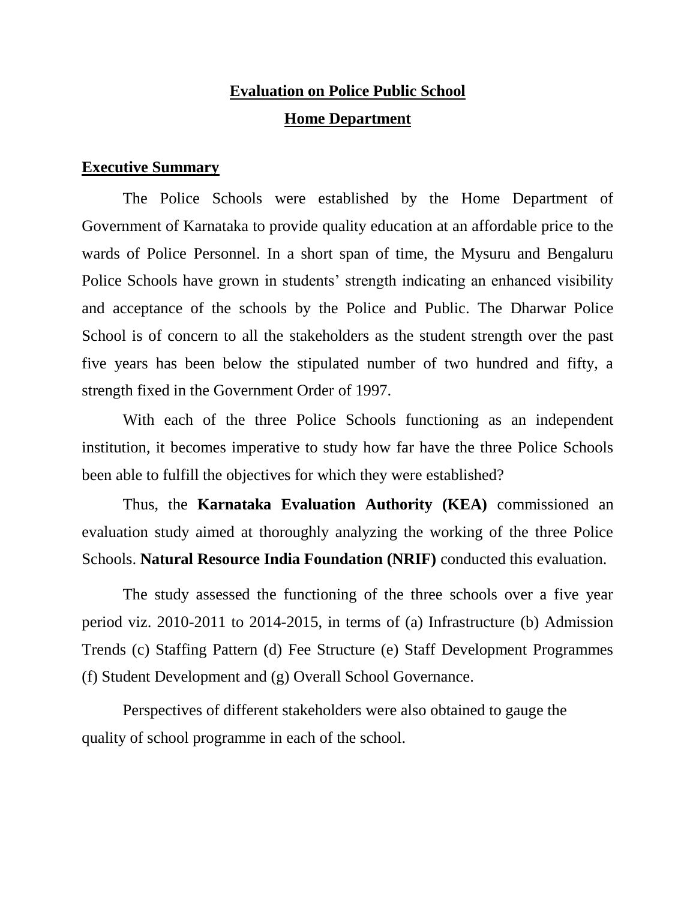# Evaluation on Police Public School

## Home Department

### Executive Summary

The Police Schools were established by the Home Department of Government of Karnataka to provide quality education at an affordable price to the wards of Police Personnel. In a short span of time, the Mysuru and Bengaluru Police Schools have grown in students' strength indicating an enhanced visibility and acceptance of the schools by the Police and Public. The Dharwar Police School is of concern to all the stakeholders as the student strength over the past five years has been below the stipulated number of two hundred and fifty, a strength fixed in the Government Order of 1997.

With each of the three Police Schools functioning as an independent institution, it becomes imperative to study how far have the three Police Schools been able to fulfill the objectives for which they were established?

Thus, the **Karnataka Evaluation Authority (KEA)** commissioned an evaluation study aimed at thoroughly analyzing the working of the three Police Schools. **Natural Resource India Foundation (NRIF)** conducted this evaluation.

The study assessed the functioning of the three schools over a five year period viz. 2010-2011 to 2014-2015, in terms of (a) Infrastructure (b) Admission Trends (c) Staffing Pattern (d) Fee Structure (e) Staff Development Programmes (f) Student Development and (g) Overall School Governance.

Perspectives of different stakeholders were also obtained to gauge the quality of school programme in each of the school.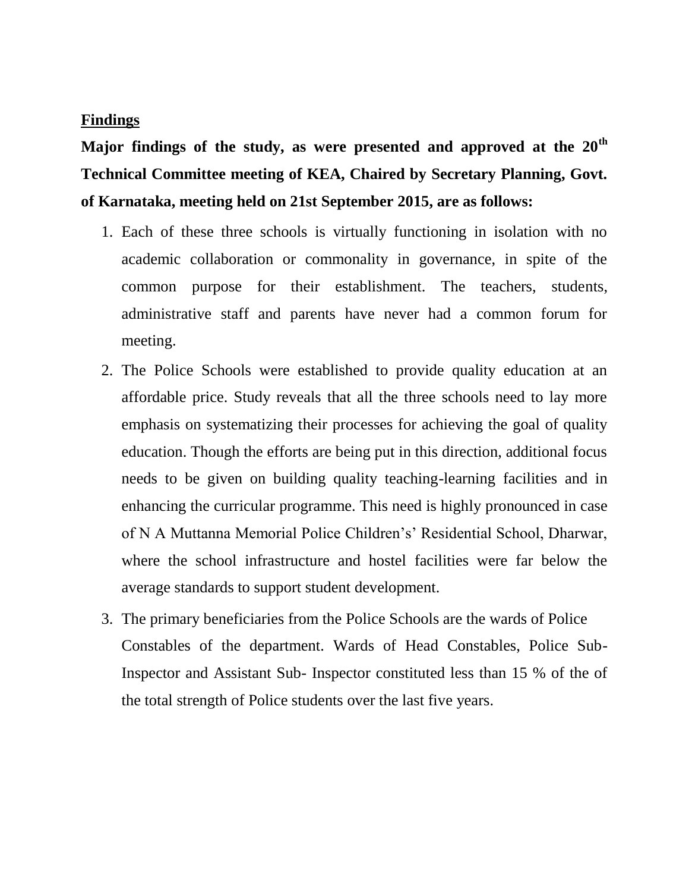**Findings**

**Major findings of the study, as were presented and approved at the 20th Technical Committee meeting of KEA, Chaired by Secretary Planning, Govt. of Karnataka, meeting held on 21st September 2015, are as follows:**

1. Each of these three schools is virtually functioning in isolation with no academic collaboration or commonality in governance, in spite of the common purpose for their establishment. The teachers, students, administrative staff and parents have never had a common forum for meeting.
2. The Police Schools were established to provide quality education at an affordable price. Study reveals that all the three schools need to lay more emphasis on systematizing their processes for achieving the goal of quality education. Though the efforts are being put in this direction, additional focus needs to be given on building quality teaching-learning facilities and in enhancing the curricular programme. This need is highly pronounced in case of N A Muttanna Memorial Police Children's' Residential School, Dharwar, where the school infrastructure and hostel facilities were far below the average standards to support student development.
3. The primary beneficiaries from the Police Schools are the wards of Police Constables of the department. Wards of Head Constables, Police Sub-Inspector and Assistant Sub- Inspector constituted less than 15 % of the of the total strength of Police students over the last five years.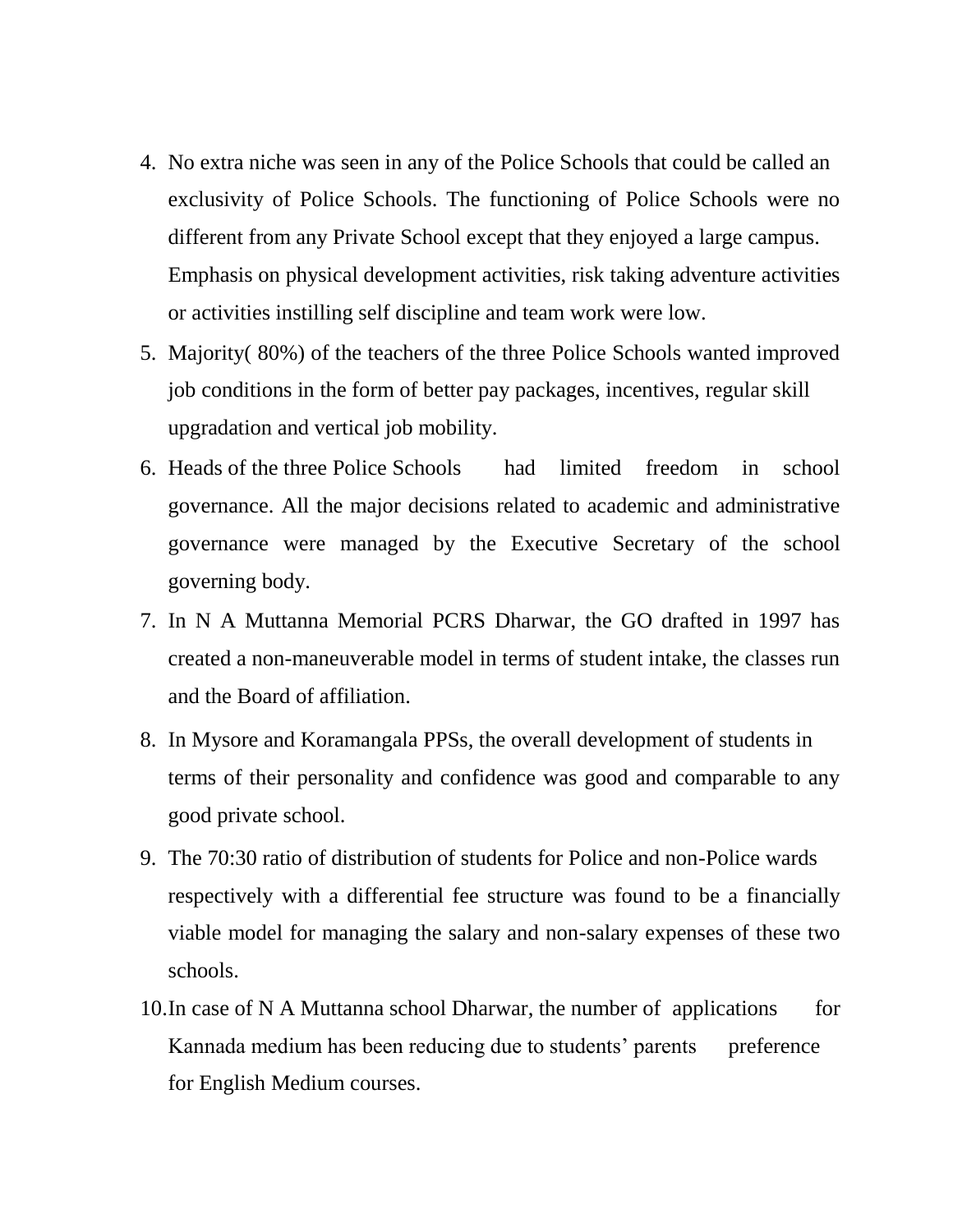4. No extra niche was seen in any of the Police Schools that could be called an exclusivity of Police Schools. The functioning of Police Schools were no different from any Private School except that they enjoyed a large campus. Emphasis on physical development activities, risk taking adventure activities or activities instilling self discipline and team work were low.
5. Majority( 80%) of the teachers of the three Police Schools wanted improved job conditions in the form of better pay packages, incentives, regular skill upgradation and vertical job mobility.
6. Heads of the three Police Schools had limited freedom in school governance. All the major decisions related to academic and administrative governance were managed by the Executive Secretary of the school governing body.
7. In N A Muttanna Memorial PCRS Dharwar, the GO drafted in 1997 has created a non-maneuverable model in terms of student intake, the classes run and the Board of affiliation.
8. In Mysore and Koramangala PPSs, the overall development of students in terms of their personality and confidence was good and comparable to any good private school.
9. The 70:30 ratio of distribution of students for Police and non-Police wards respectively with a differential fee structure was found to be a financially viable model for managing the salary and non-salary expenses of these two schools.
10. In case of N A Muttanna school Dharwar, the number of applications for Kannada medium has been reducing due to students' parents preference for English Medium courses.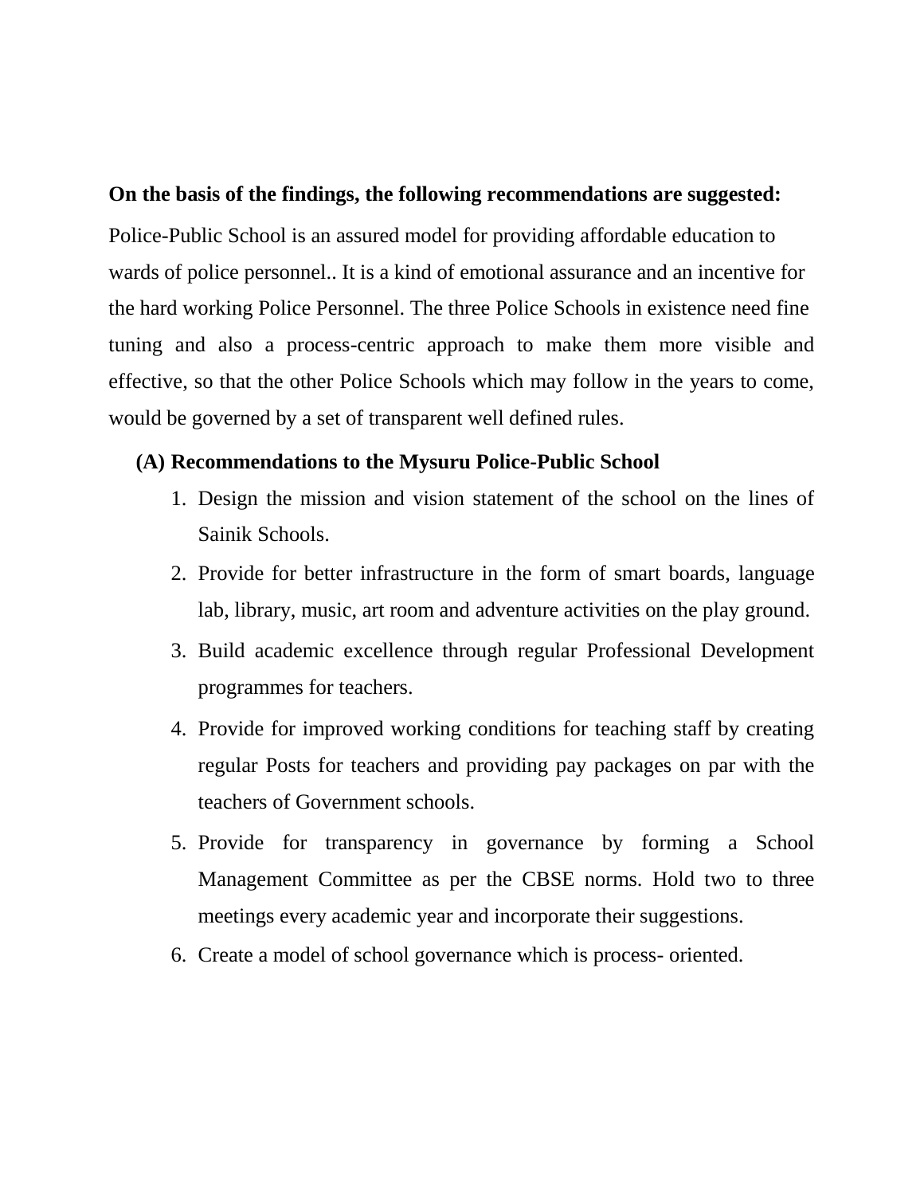**On the basis of the findings, the following recommendations are suggested:**

Police-Public School is an assured model for providing affordable education to wards of police personnel.. It is a kind of emotional assurance and an incentive for the hard working Police Personnel. The three Police Schools in existence need fine tuning and also a process-centric approach to make them more visible and effective, so that the other Police Schools which may follow in the years to come, would be governed by a set of transparent well defined rules.

**(A) Recommendations to the Mysuru Police-Public School**

1. Design the mission and vision statement of the school on the lines of Sainik Schools.
2. Provide for better infrastructure in the form of smart boards, language lab, library, music, art room and adventure activities on the play ground.
3. Build academic excellence through regular Professional Development programmes for teachers.
4. Provide for improved working conditions for teaching staff by creating regular Posts for teachers and providing pay packages on par with the teachers of Government schools.
5. Provide for transparency in governance by forming a School Management Committee as per the CBSE norms. Hold two to three meetings every academic year and incorporate their suggestions.
6. Create a model of school governance which is process- oriented.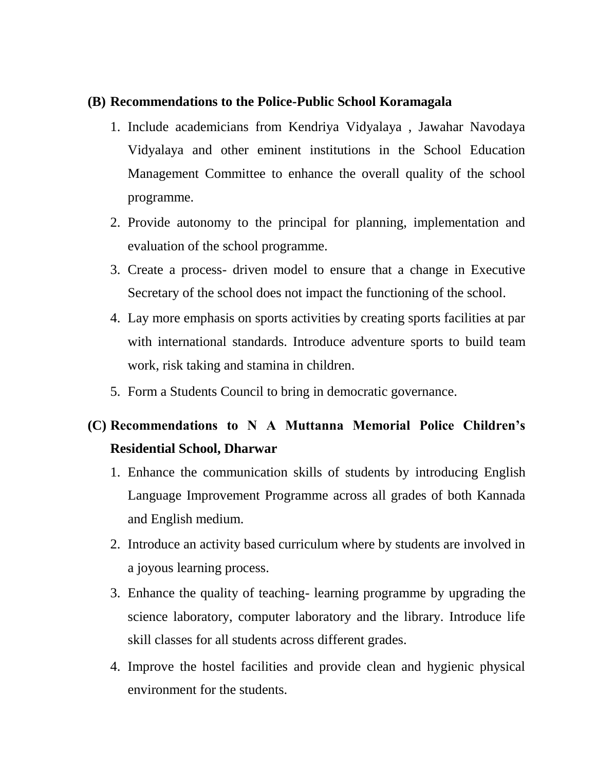**(B) Recommendations to the Police-Public School Koramagala**

1. Include academicians from Kendriya Vidyalaya , Jawahar Navodaya Vidyalaya and other eminent institutions in the School Education Management Committee to enhance the overall quality of the school programme.
2. Provide autonomy to the principal for planning, implementation and evaluation of the school programme.
3. Create a process- driven model to ensure that a change in Executive Secretary of the school does not impact the functioning of the school.
4. Lay more emphasis on sports activities by creating sports facilities at par with international standards. Introduce adventure sports to build team work, risk taking and stamina in children.
5. Form a Students Council to bring in democratic governance.

**(C) Recommendations to N A Muttanna Memorial Police Children's Residential School, Dharwar**

1. Enhance the communication skills of students by introducing English Language Improvement Programme across all grades of both Kannada and English medium.
2. Introduce an activity based curriculum where by students are involved in a joyous learning process.
3. Enhance the quality of teaching- learning programme by upgrading the science laboratory, computer laboratory and the library. Introduce life skill classes for all students across different grades.
4. Improve the hostel facilities and provide clean and hygienic physical environment for the students.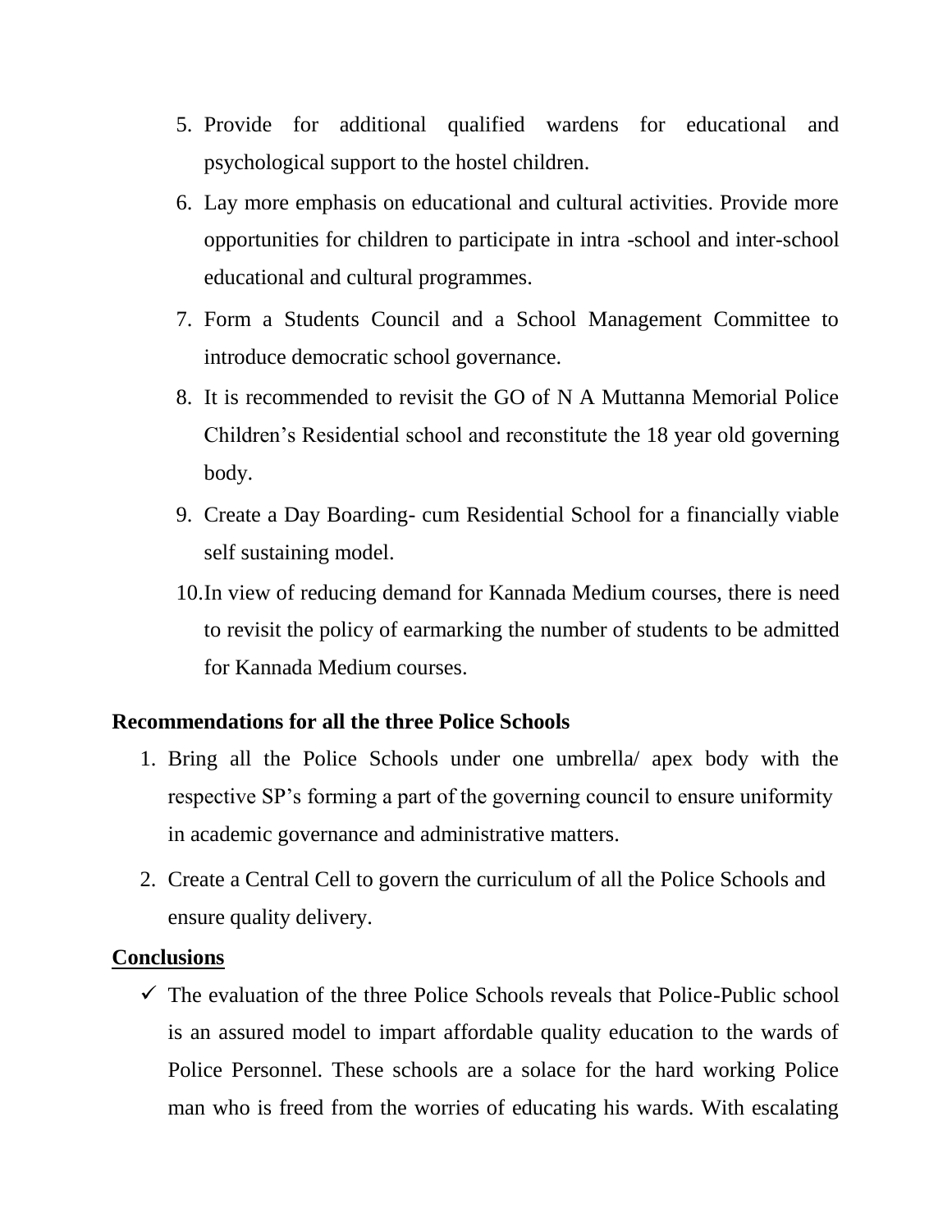5. Provide for additional qualified wardens for educational and psychological support to the hostel children.
6. Lay more emphasis on educational and cultural activities. Provide more opportunities for children to participate in intra -school and inter-school educational and cultural programmes.
7. Form a Students Council and a School Management Committee to introduce democratic school governance.
8. It is recommended to revisit the GO of N A Muttanna Memorial Police Children's Residential school and reconstitute the 18 year old governing body.
9. Create a Day Boarding- cum Residential School for a financially viable self sustaining model.
10. In view of reducing demand for Kannada Medium courses, there is need to revisit the policy of earmarking the number of students to be admitted for Kannada Medium courses.

**Recommendations for all the three Police Schools**

1. Bring all the Police Schools under one umbrella/ apex body with the respective SP's forming a part of the governing council to ensure uniformity in academic governance and administrative matters.
2. Create a Central Cell to govern the curriculum of all the Police Schools and ensure quality delivery.

**Conclusions**

- ✓ The evaluation of the three Police Schools reveals that Police-Public school is an assured model to impart affordable quality education to the wards of Police Personnel. These schools are a solace for the hard working Police man who is freed from the worries of educating his wards. With escalating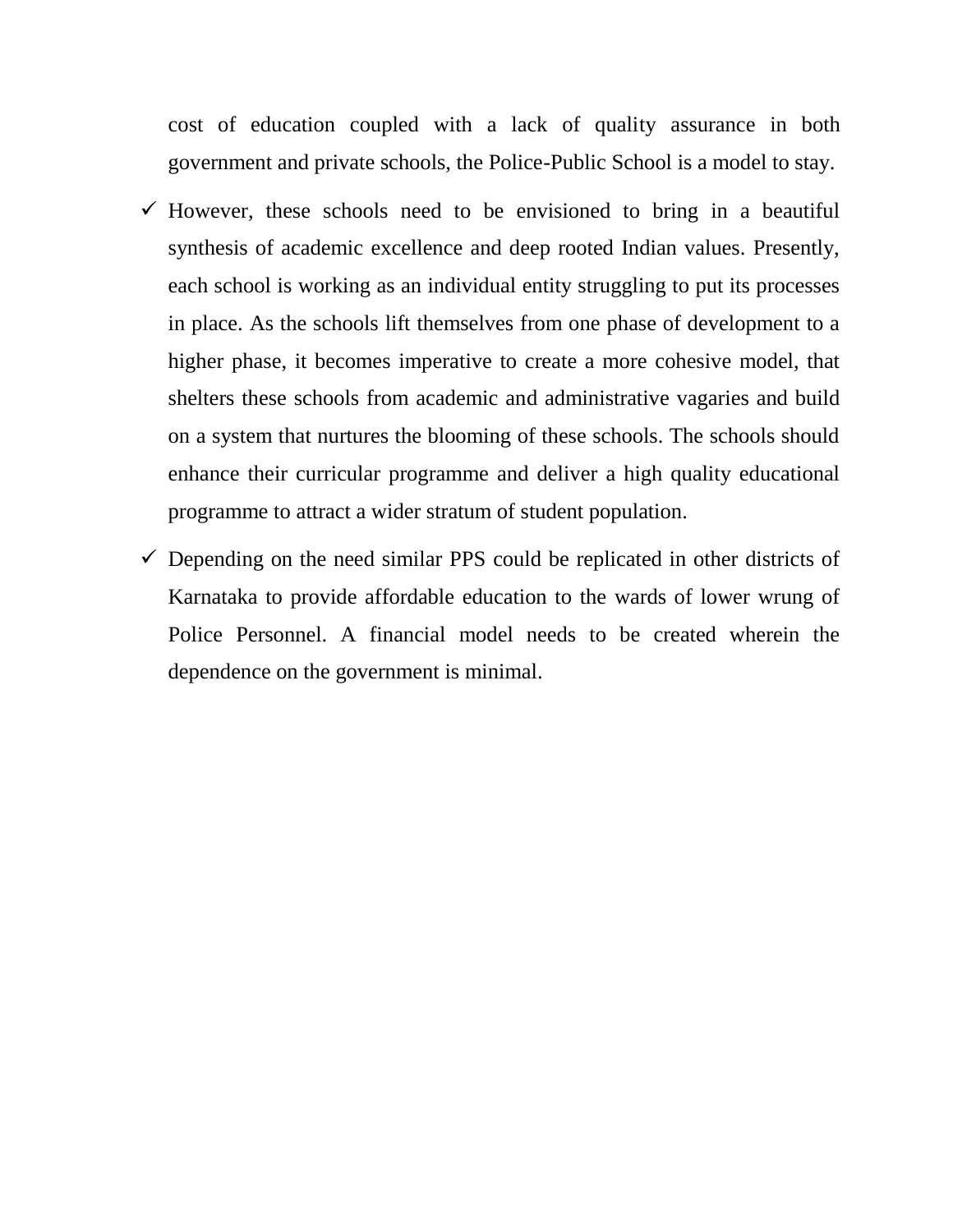cost of education coupled with a lack of quality assurance in both government and private schools, the Police-Public School is a model to stay.

- ✓ However, these schools need to be envisioned to bring in a beautiful synthesis of academic excellence and deep rooted Indian values. Presently, each school is working as an individual entity struggling to put its processes in place. As the schools lift themselves from one phase of development to a higher phase, it becomes imperative to create a more cohesive model, that shelters these schools from academic and administrative vagaries and build on a system that nurtures the blooming of these schools. The schools should enhance their curricular programme and deliver a high quality educational programme to attract a wider stratum of student population.
- ✓ Depending on the need similar PPS could be replicated in other districts of Karnataka to provide affordable education to the wards of lower wrung of Police Personnel. A financial model needs to be created wherein the dependence on the government is minimal.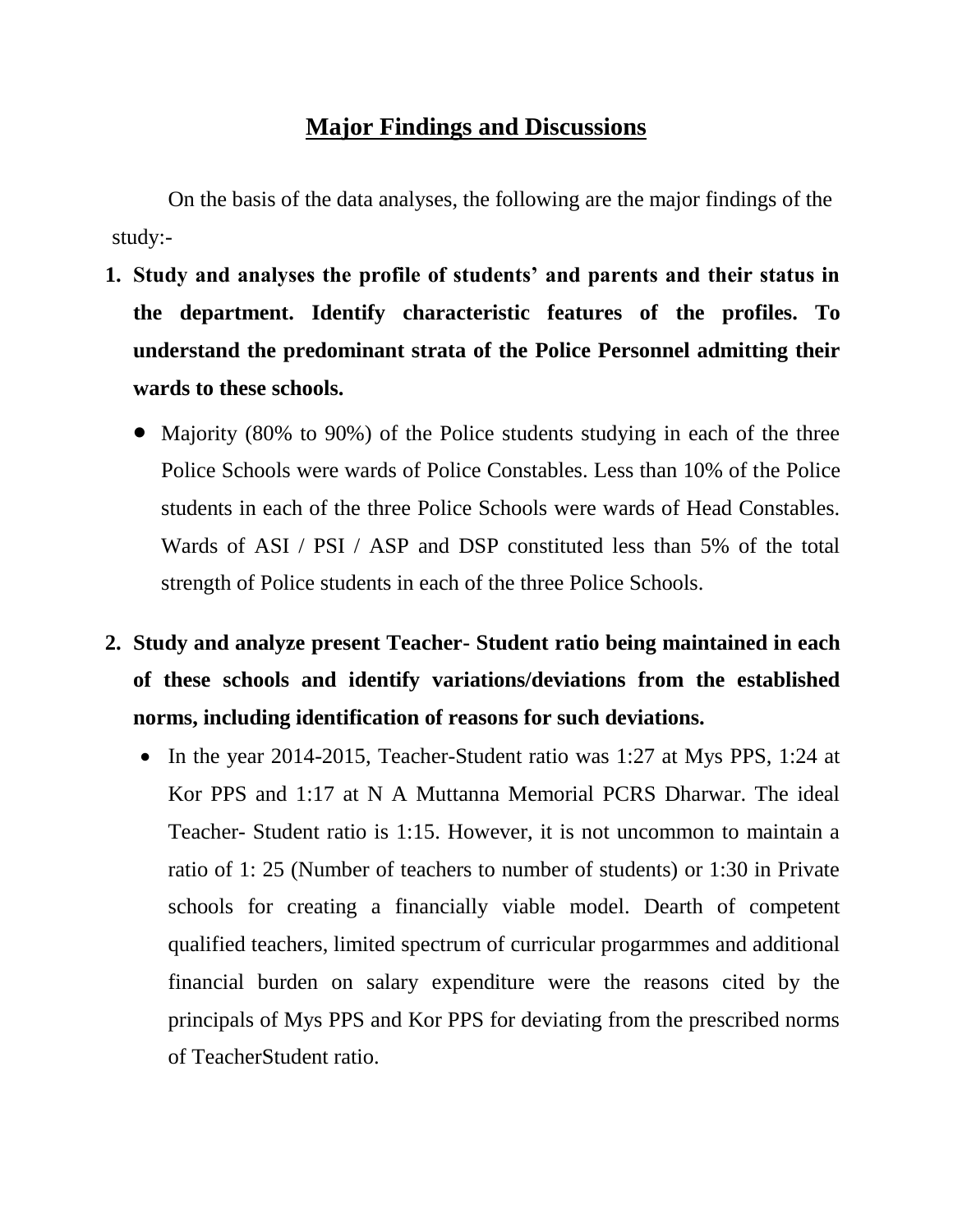## Major Findings and Discussions

On the basis of the data analyses, the following are the major findings of the study:-

1. **Study and analyses the profile of students' and parents and their status in the department. Identify characteristic features of the profiles. To understand the predominant strata of the Police Personnel admitting their wards to these schools.**

   - Majority (80% to 90%) of the Police students studying in each of the three Police Schools were wards of Police Constables. Less than 10% of the Police students in each of the three Police Schools were wards of Head Constables. Wards of ASI / PSI / ASP and DSP constituted less than 5% of the total strength of Police students in each of the three Police Schools.

2. **Study and analyze present Teacher- Student ratio being maintained in each of these schools and identify variations/deviations from the established norms, including identification of reasons for such deviations.**

   - In the year 2014-2015, Teacher-Student ratio was 1:27 at Mys PPS, 1:24 at Kor PPS and 1:17 at N A Muttanna Memorial PCRS Dharwar. The ideal Teacher- Student ratio is 1:15. However, it is not uncommon to maintain a ratio of 1: 25 (Number of teachers to number of students) or 1:30 in Private schools for creating a financially viable model. Dearth of competent qualified teachers, limited spectrum of curricular progarmmes and additional financial burden on salary expenditure were the reasons cited by the principals of Mys PPS and Kor PPS for deviating from the prescribed norms of TeacherStudent ratio.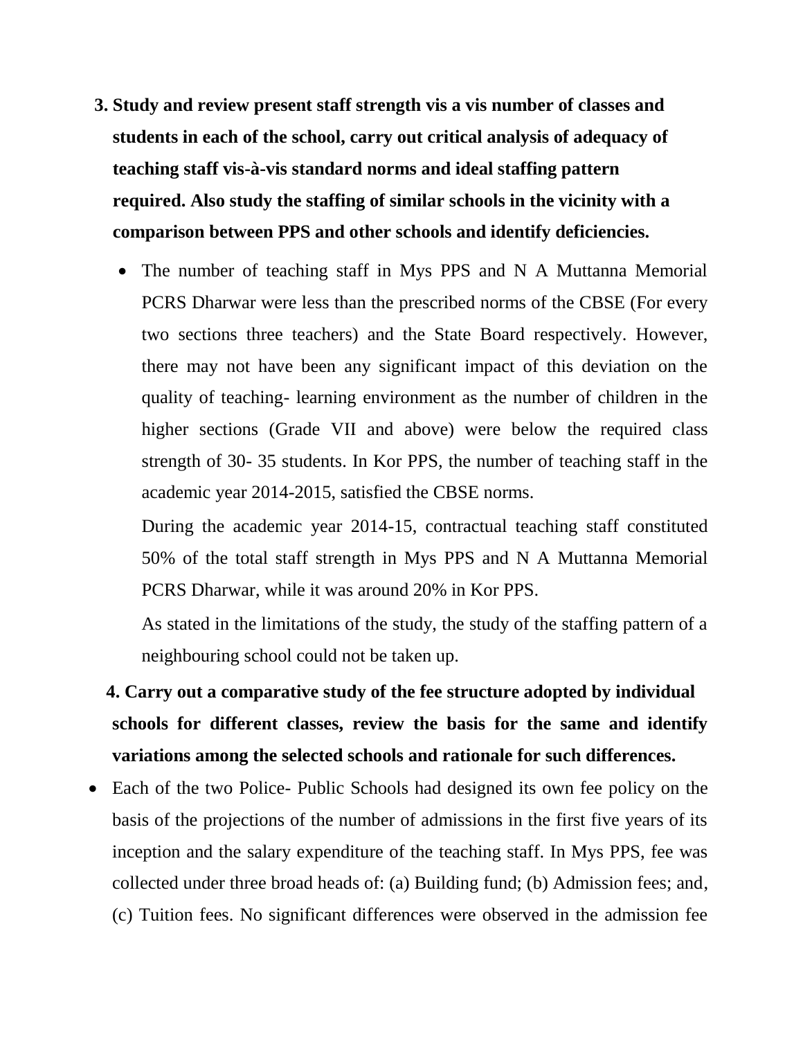3. **Study and review present staff strength vis a vis number of classes and students in each of the school, carry out critical analysis of adequacy of teaching staff vis-à-vis standard norms and ideal staffing pattern required. Also study the staffing of similar schools in the vicinity with a comparison between PPS and other schools and identify deficiencies.**

   - The number of teaching staff in Mys PPS and N A Muttanna Memorial PCRS Dharwar were less than the prescribed norms of the CBSE (For every two sections three teachers) and the State Board respectively. However, there may not have been any significant impact of this deviation on the quality of teaching- learning environment as the number of children in the higher sections (Grade VII and above) were below the required class strength of 30- 35 students. In Kor PPS, the number of teaching staff in the academic year 2014-2015, satisfied the CBSE norms.

     During the academic year 2014-15, contractual teaching staff constituted 50% of the total staff strength in Mys PPS and N A Muttanna Memorial PCRS Dharwar, while it was around 20% in Kor PPS.

     As stated in the limitations of the study, the study of the staffing pattern of a neighbouring school could not be taken up.

4. **Carry out a comparative study of the fee structure adopted by individual schools for different classes, review the basis for the same and identify variations among the selected schools and rationale for such differences.**

- Each of the two Police- Public Schools had designed its own fee policy on the basis of the projections of the number of admissions in the first five years of its inception and the salary expenditure of the teaching staff. In Mys PPS, fee was collected under three broad heads of: (a) Building fund; (b) Admission fees; and, (c) Tuition fees. No significant differences were observed in the admission fee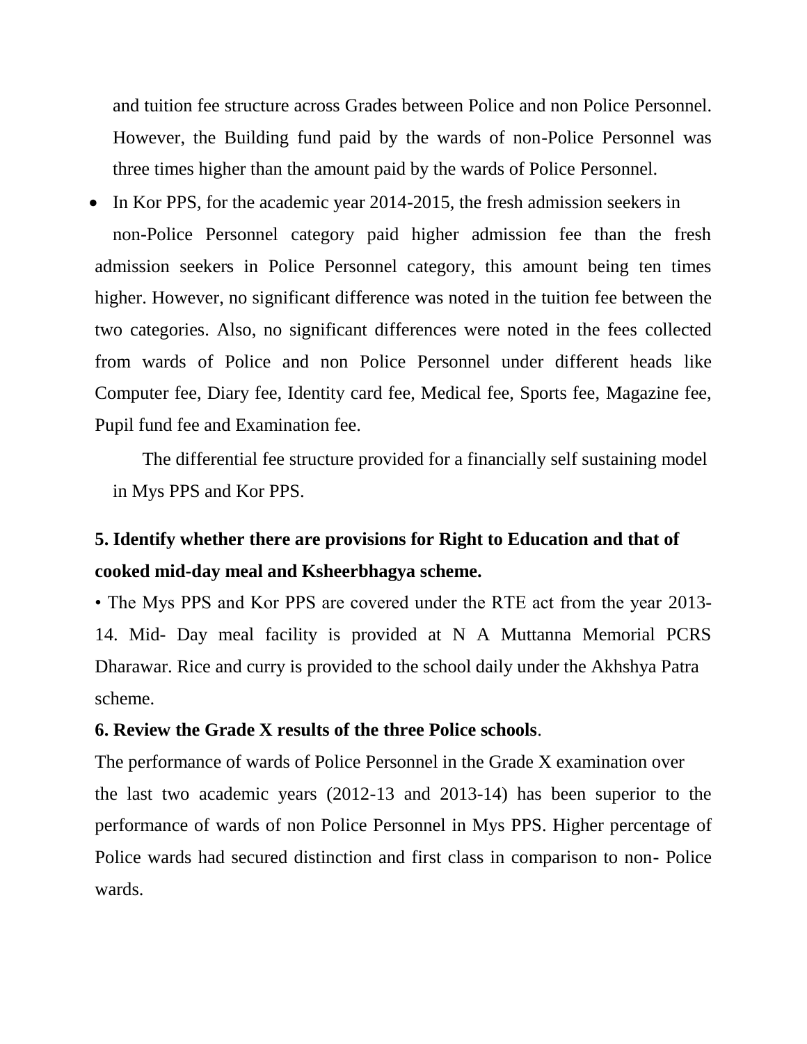and tuition fee structure across Grades between Police and non Police Personnel. However, the Building fund paid by the wards of non-Police Personnel was three times higher than the amount paid by the wards of Police Personnel.

- In Kor PPS, for the academic year 2014-2015, the fresh admission seekers in non-Police Personnel category paid higher admission fee than the fresh admission seekers in Police Personnel category, this amount being ten times higher. However, no significant difference was noted in the tuition fee between the two categories. Also, no significant differences were noted in the fees collected from wards of Police and non Police Personnel under different heads like Computer fee, Diary fee, Identity card fee, Medical fee, Sports fee, Magazine fee, Pupil fund fee and Examination fee.

The differential fee structure provided for a financially self sustaining model in Mys PPS and Kor PPS.

**5. Identify whether there are provisions for Right to Education and that of cooked mid-day meal and Ksheerbhagya scheme.**

• The Mys PPS and Kor PPS are covered under the RTE act from the year 2013-14. Mid- Day meal facility is provided at N A Muttanna Memorial PCRS Dharawar. Rice and curry is provided to the school daily under the Akhshya Patra scheme.

**6. Review the Grade X results of the three Police schools**.

The performance of wards of Police Personnel in the Grade X examination over the last two academic years (2012-13 and 2013-14) has been superior to the performance of wards of non Police Personnel in Mys PPS. Higher percentage of Police wards had secured distinction and first class in comparison to non- Police wards.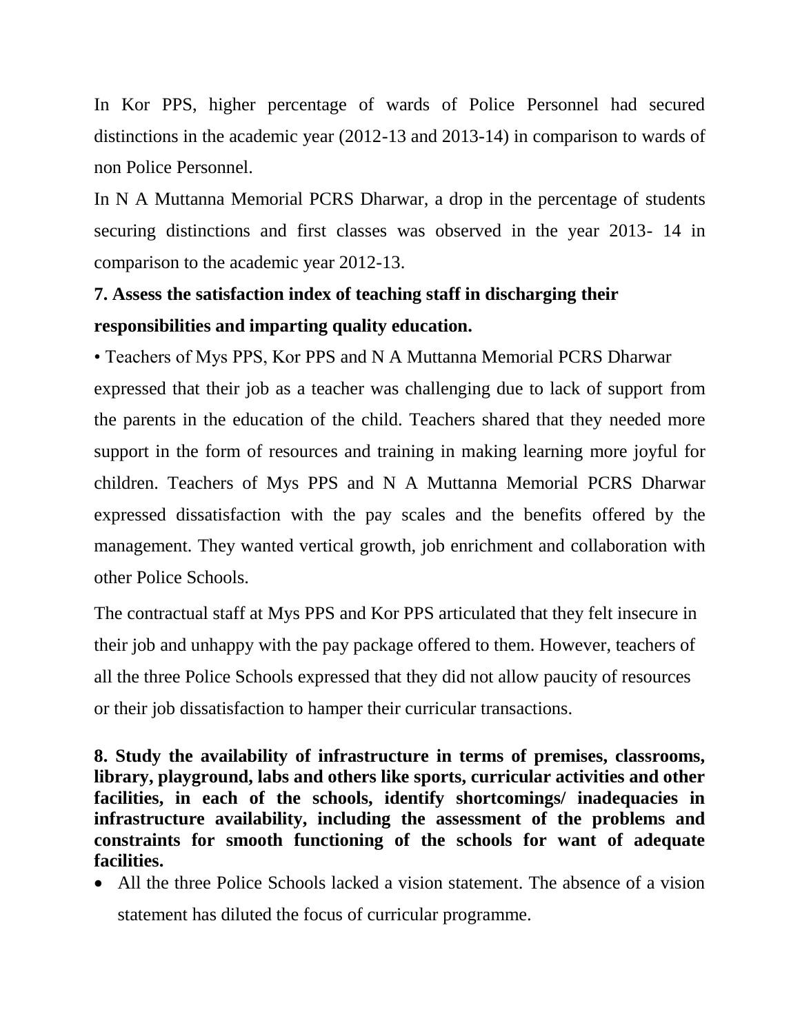In Kor PPS, higher percentage of wards of Police Personnel had secured distinctions in the academic year (2012-13 and 2013-14) in comparison to wards of non Police Personnel.

In N A Muttanna Memorial PCRS Dharwar, a drop in the percentage of students securing distinctions and first classes was observed in the year 2013- 14 in comparison to the academic year 2012-13.

**7. Assess the satisfaction index of teaching staff in discharging their responsibilities and imparting quality education.**

• Teachers of Mys PPS, Kor PPS and N A Muttanna Memorial PCRS Dharwar expressed that their job as a teacher was challenging due to lack of support from the parents in the education of the child. Teachers shared that they needed more support in the form of resources and training in making learning more joyful for children. Teachers of Mys PPS and N A Muttanna Memorial PCRS Dharwar expressed dissatisfaction with the pay scales and the benefits offered by the management. They wanted vertical growth, job enrichment and collaboration with other Police Schools.

The contractual staff at Mys PPS and Kor PPS articulated that they felt insecure in their job and unhappy with the pay package offered to them. However, teachers of all the three Police Schools expressed that they did not allow paucity of resources or their job dissatisfaction to hamper their curricular transactions.

**8. Study the availability of infrastructure in terms of premises, classrooms, library, playground, labs and others like sports, curricular activities and other facilities, in each of the schools, identify shortcomings/ inadequacies in infrastructure availability, including the assessment of the problems and constraints for smooth functioning of the schools for want of adequate facilities.**

- All the three Police Schools lacked a vision statement. The absence of a vision statement has diluted the focus of curricular programme.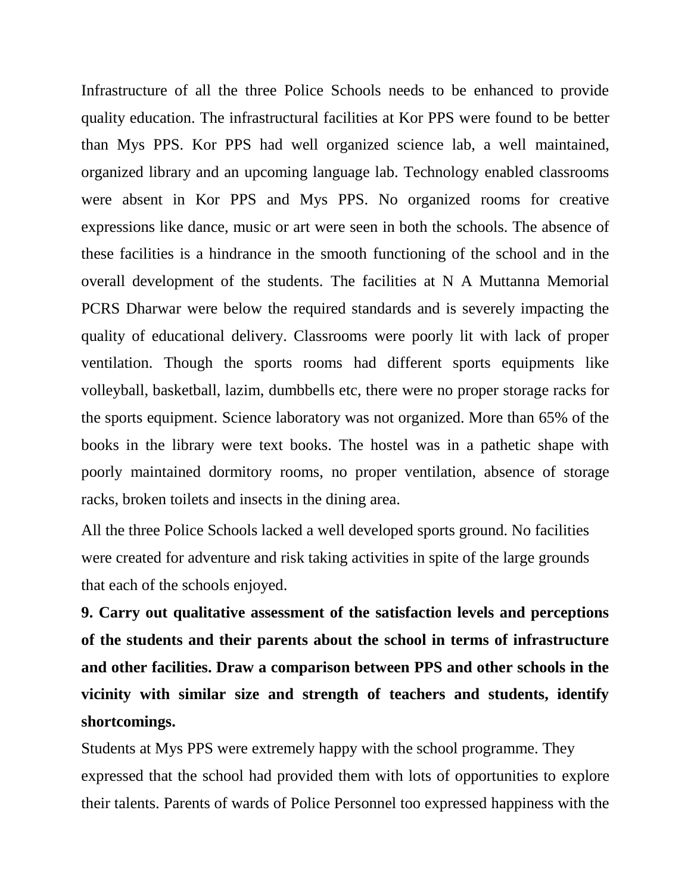Infrastructure of all the three Police Schools needs to be enhanced to provide quality education. The infrastructural facilities at Kor PPS were found to be better than Mys PPS. Kor PPS had well organized science lab, a well maintained, organized library and an upcoming language lab. Technology enabled classrooms were absent in Kor PPS and Mys PPS. No organized rooms for creative expressions like dance, music or art were seen in both the schools. The absence of these facilities is a hindrance in the smooth functioning of the school and in the overall development of the students. The facilities at N A Muttanna Memorial PCRS Dharwar were below the required standards and is severely impacting the quality of educational delivery. Classrooms were poorly lit with lack of proper ventilation. Though the sports rooms had different sports equipments like volleyball, basketball, lazim, dumbbells etc, there were no proper storage racks for the sports equipment. Science laboratory was not organized. More than 65% of the books in the library were text books. The hostel was in a pathetic shape with poorly maintained dormitory rooms, no proper ventilation, absence of storage racks, broken toilets and insects in the dining area.

All the three Police Schools lacked a well developed sports ground. No facilities were created for adventure and risk taking activities in spite of the large grounds that each of the schools enjoyed.

**9. Carry out qualitative assessment of the satisfaction levels and perceptions of the students and their parents about the school in terms of infrastructure and other facilities. Draw a comparison between PPS and other schools in the vicinity with similar size and strength of teachers and students, identify shortcomings.**

Students at Mys PPS were extremely happy with the school programme. They expressed that the school had provided them with lots of opportunities to explore their talents. Parents of wards of Police Personnel too expressed happiness with the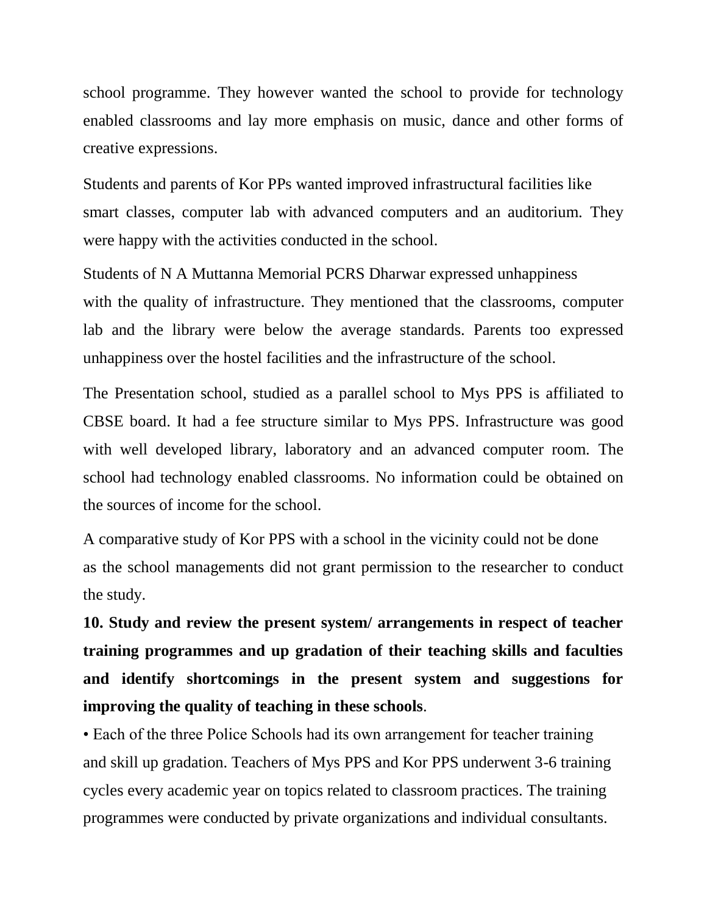school programme. They however wanted the school to provide for technology enabled classrooms and lay more emphasis on music, dance and other forms of creative expressions.

Students and parents of Kor PPs wanted improved infrastructural facilities like smart classes, computer lab with advanced computers and an auditorium. They were happy with the activities conducted in the school.

Students of N A Muttanna Memorial PCRS Dharwar expressed unhappiness with the quality of infrastructure. They mentioned that the classrooms, computer lab and the library were below the average standards. Parents too expressed unhappiness over the hostel facilities and the infrastructure of the school.

The Presentation school, studied as a parallel school to Mys PPS is affiliated to CBSE board. It had a fee structure similar to Mys PPS. Infrastructure was good with well developed library, laboratory and an advanced computer room. The school had technology enabled classrooms. No information could be obtained on the sources of income for the school.

A comparative study of Kor PPS with a school in the vicinity could not be done as the school managements did not grant permission to the researcher to conduct the study.

**10. Study and review the present system/ arrangements in respect of teacher training programmes and up gradation of their teaching skills and faculties and identify shortcomings in the present system and suggestions for improving the quality of teaching in these schools**.

- Each of the three Police Schools had its own arrangement for teacher training and skill up gradation. Teachers of Mys PPS and Kor PPS underwent 3-6 training cycles every academic year on topics related to classroom practices. The training programmes were conducted by private organizations and individual consultants.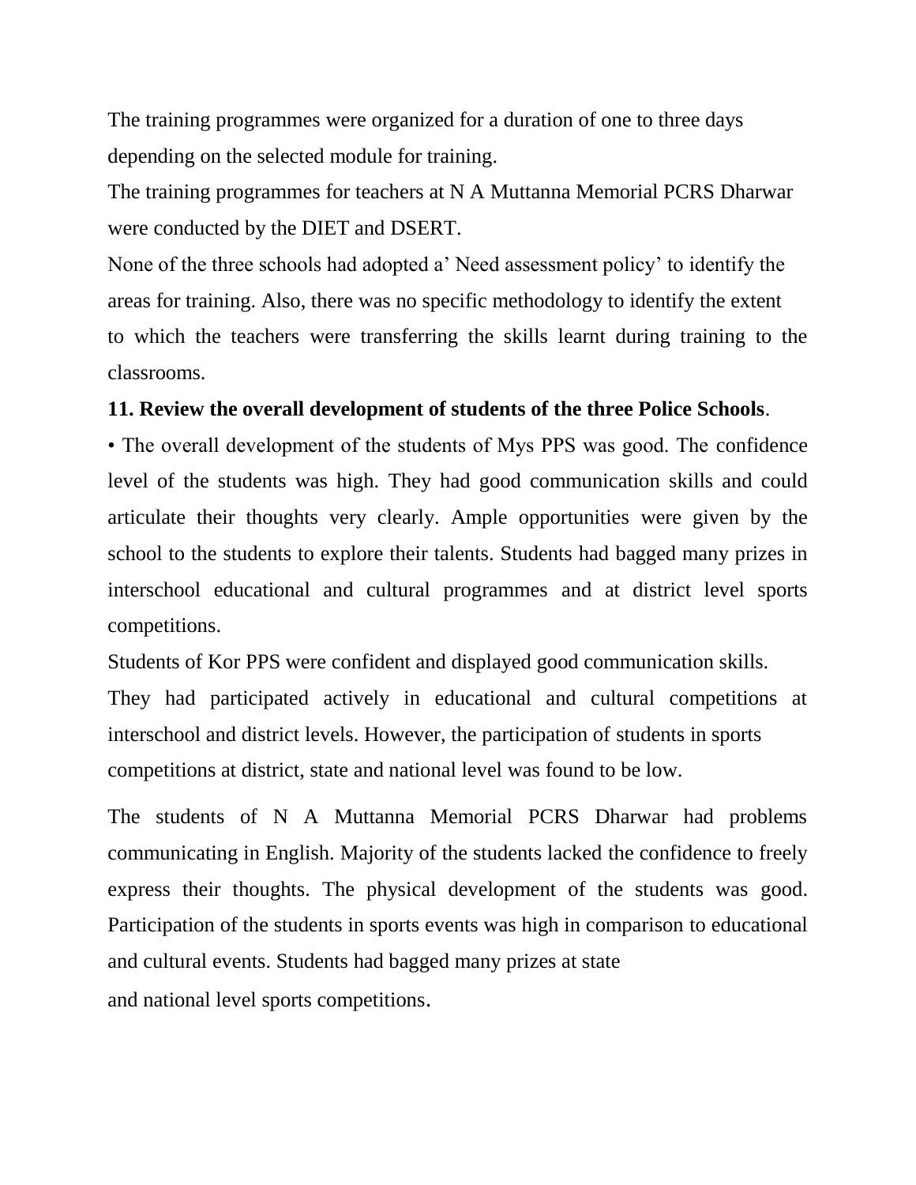The training programmes were organized for a duration of one to three days depending on the selected module for training.

The training programmes for teachers at N A Muttanna Memorial PCRS Dharwar were conducted by the DIET and DSERT.

None of the three schools had adopted a' Need assessment policy' to identify the areas for training. Also, there was no specific methodology to identify the extent to which the teachers were transferring the skills learnt during training to the classrooms.

**11. Review the overall development of students of the three Police Schools**.

• The overall development of the students of Mys PPS was good. The confidence level of the students was high. They had good communication skills and could articulate their thoughts very clearly. Ample opportunities were given by the school to the students to explore their talents. Students had bagged many prizes in interschool educational and cultural programmes and at district level sports competitions.

Students of Kor PPS were confident and displayed good communication skills. They had participated actively in educational and cultural competitions at interschool and district levels. However, the participation of students in sports competitions at district, state and national level was found to be low.

The students of N A Muttanna Memorial PCRS Dharwar had problems communicating in English. Majority of the students lacked the confidence to freely express their thoughts. The physical development of the students was good. Participation of the students in sports events was high in comparison to educational and cultural events. Students had bagged many prizes at state and national level sports competitions.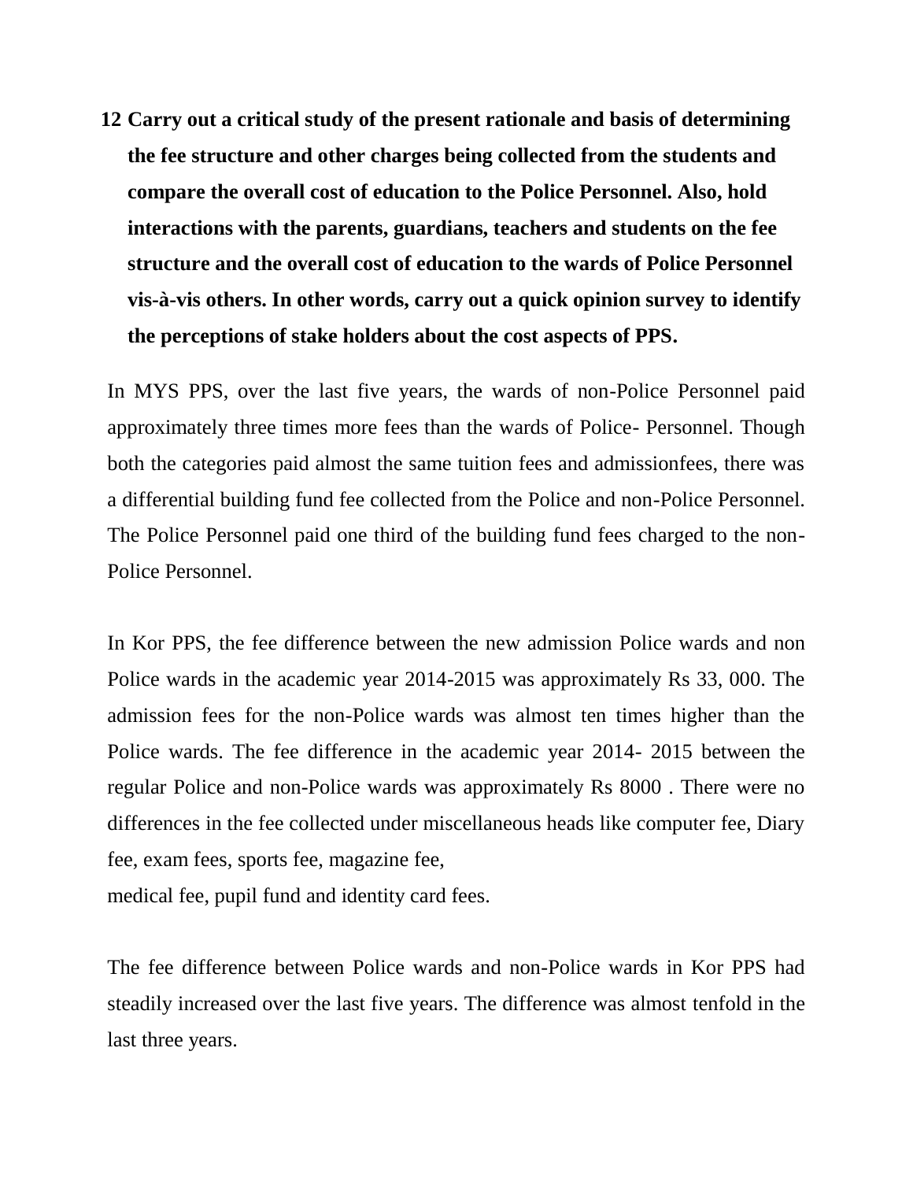**12 Carry out a critical study of the present rationale and basis of determining the fee structure and other charges being collected from the students and compare the overall cost of education to the Police Personnel. Also, hold interactions with the parents, guardians, teachers and students on the fee structure and the overall cost of education to the wards of Police Personnel vis-à-vis others. In other words, carry out a quick opinion survey to identify the perceptions of stake holders about the cost aspects of PPS.**

In MYS PPS, over the last five years, the wards of non-Police Personnel paid approximately three times more fees than the wards of Police- Personnel. Though both the categories paid almost the same tuition fees and admissionfees, there was a differential building fund fee collected from the Police and non-Police Personnel. The Police Personnel paid one third of the building fund fees charged to the non-Police Personnel.

In Kor PPS, the fee difference between the new admission Police wards and non Police wards in the academic year 2014-2015 was approximately Rs 33, 000. The admission fees for the non-Police wards was almost ten times higher than the Police wards. The fee difference in the academic year 2014- 2015 between the regular Police and non-Police wards was approximately Rs 8000 . There were no differences in the fee collected under miscellaneous heads like computer fee, Diary fee, exam fees, sports fee, magazine fee,
medical fee, pupil fund and identity card fees.

The fee difference between Police wards and non-Police wards in Kor PPS had steadily increased over the last five years. The difference was almost tenfold in the last three years.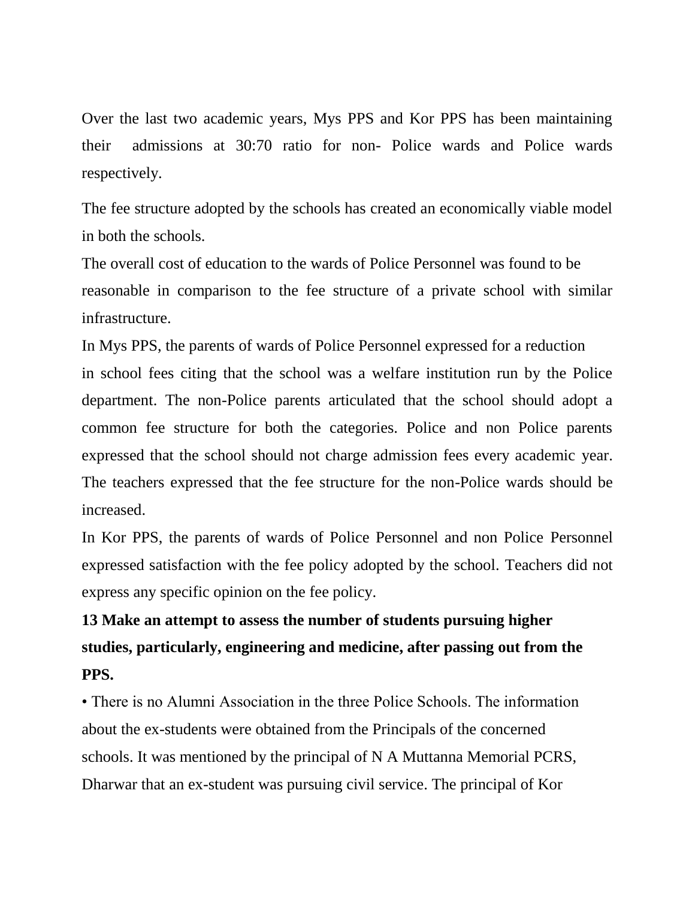Over the last two academic years, Mys PPS and Kor PPS has been maintaining their admissions at 30:70 ratio for non- Police wards and Police wards respectively.

The fee structure adopted by the schools has created an economically viable model in both the schools.

The overall cost of education to the wards of Police Personnel was found to be reasonable in comparison to the fee structure of a private school with similar infrastructure.

In Mys PPS, the parents of wards of Police Personnel expressed for a reduction in school fees citing that the school was a welfare institution run by the Police department. The non-Police parents articulated that the school should adopt a common fee structure for both the categories. Police and non Police parents expressed that the school should not charge admission fees every academic year. The teachers expressed that the fee structure for the non-Police wards should be increased.

In Kor PPS, the parents of wards of Police Personnel and non Police Personnel expressed satisfaction with the fee policy adopted by the school. Teachers did not express any specific opinion on the fee policy.

**13 Make an attempt to assess the number of students pursuing higher studies, particularly, engineering and medicine, after passing out from the PPS.**

- There is no Alumni Association in the three Police Schools. The information about the ex-students were obtained from the Principals of the concerned schools. It was mentioned by the principal of N A Muttanna Memorial PCRS, Dharwar that an ex-student was pursuing civil service. The principal of Kor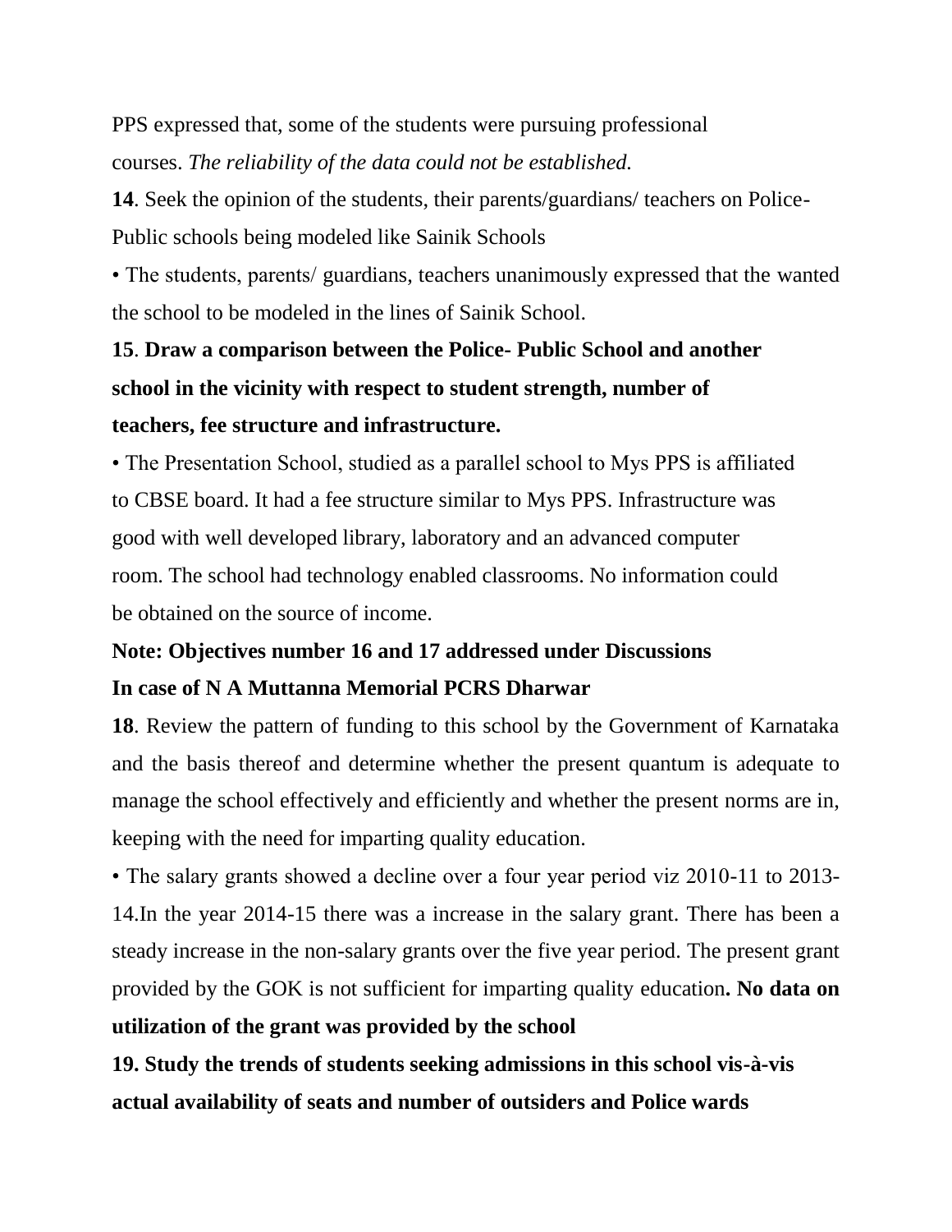PPS expressed that, some of the students were pursuing professional courses. *The reliability of the data could not be established.*

**14**. Seek the opinion of the students, their parents/guardians/ teachers on Police-Public schools being modeled like Sainik Schools

• The students, parents/ guardians, teachers unanimously expressed that the wanted the school to be modeled in the lines of Sainik School.

**15**. **Draw a comparison between the Police- Public School and another school in the vicinity with respect to student strength, number of teachers, fee structure and infrastructure.**

• The Presentation School, studied as a parallel school to Mys PPS is affiliated to CBSE board. It had a fee structure similar to Mys PPS. Infrastructure was good with well developed library, laboratory and an advanced computer room. The school had technology enabled classrooms. No information could be obtained on the source of income.

**Note: Objectives number 16 and 17 addressed under Discussions**

**In case of N A Muttanna Memorial PCRS Dharwar**

**18**. Review the pattern of funding to this school by the Government of Karnataka and the basis thereof and determine whether the present quantum is adequate to manage the school effectively and efficiently and whether the present norms are in, keeping with the need for imparting quality education.

• The salary grants showed a decline over a four year period viz 2010-11 to 2013-14.In the year 2014-15 there was a increase in the salary grant. There has been a steady increase in the non-salary grants over the five year period. The present grant provided by the GOK is not sufficient for imparting quality education**. No data on utilization of the grant was provided by the school**

**19. Study the trends of students seeking admissions in this school vis-à-vis actual availability of seats and number of outsiders and Police wards**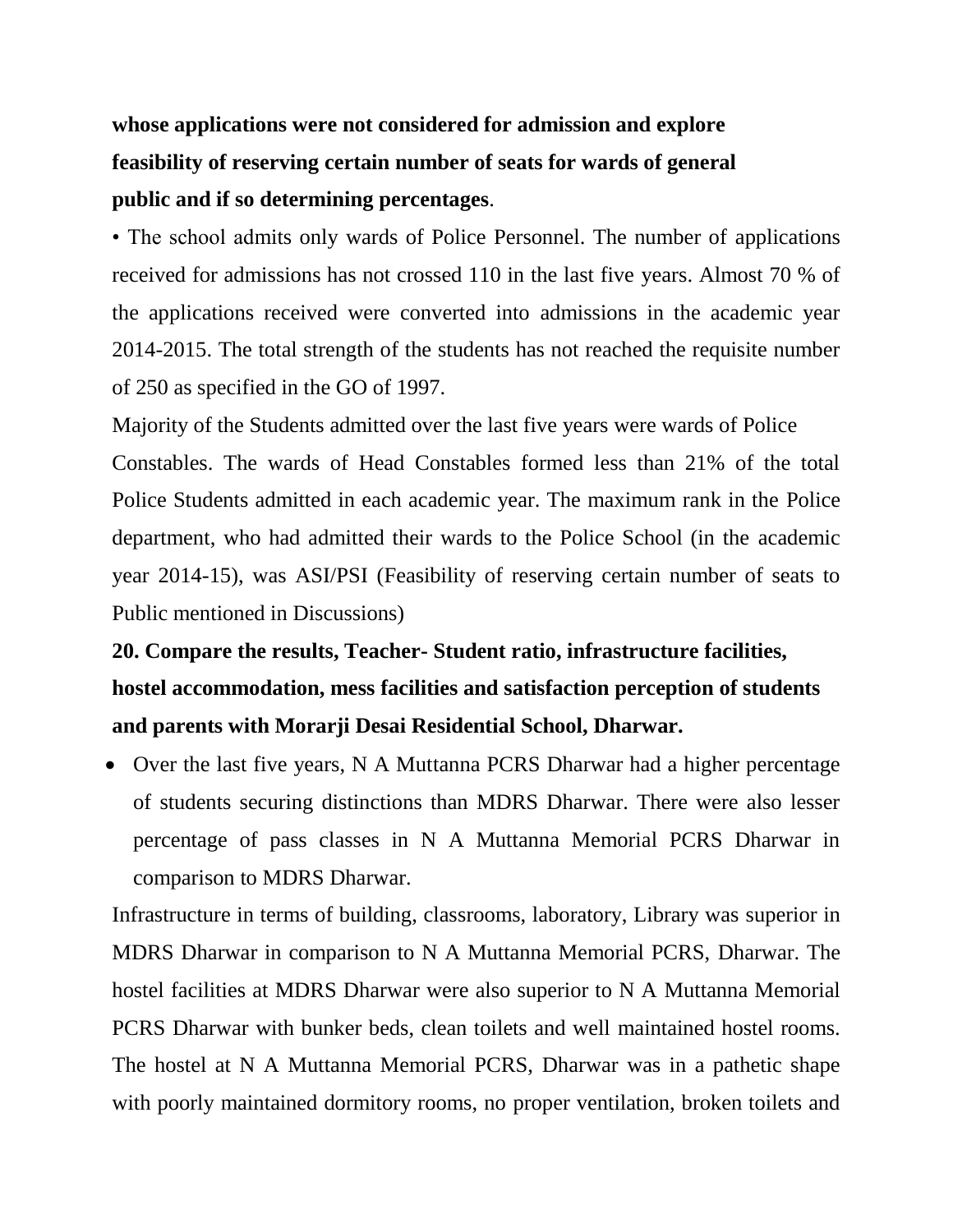**whose applications were not considered for admission and explore feasibility of reserving certain number of seats for wards of general public and if so determining percentages**.

• The school admits only wards of Police Personnel. The number of applications received for admissions has not crossed 110 in the last five years. Almost 70 % of the applications received were converted into admissions in the academic year 2014-2015. The total strength of the students has not reached the requisite number of 250 as specified in the GO of 1997.

Majority of the Students admitted over the last five years were wards of Police Constables. The wards of Head Constables formed less than 21% of the total Police Students admitted in each academic year. The maximum rank in the Police department, who had admitted their wards to the Police School (in the academic year 2014-15), was ASI/PSI (Feasibility of reserving certain number of seats to Public mentioned in Discussions)

**20. Compare the results, Teacher- Student ratio, infrastructure facilities, hostel accommodation, mess facilities and satisfaction perception of students and parents with Morarji Desai Residential School, Dharwar.**

- Over the last five years, N A Muttanna PCRS Dharwar had a higher percentage of students securing distinctions than MDRS Dharwar. There were also lesser percentage of pass classes in N A Muttanna Memorial PCRS Dharwar in comparison to MDRS Dharwar.

Infrastructure in terms of building, classrooms, laboratory, Library was superior in MDRS Dharwar in comparison to N A Muttanna Memorial PCRS, Dharwar. The hostel facilities at MDRS Dharwar were also superior to N A Muttanna Memorial PCRS Dharwar with bunker beds, clean toilets and well maintained hostel rooms. The hostel at N A Muttanna Memorial PCRS, Dharwar was in a pathetic shape with poorly maintained dormitory rooms, no proper ventilation, broken toilets and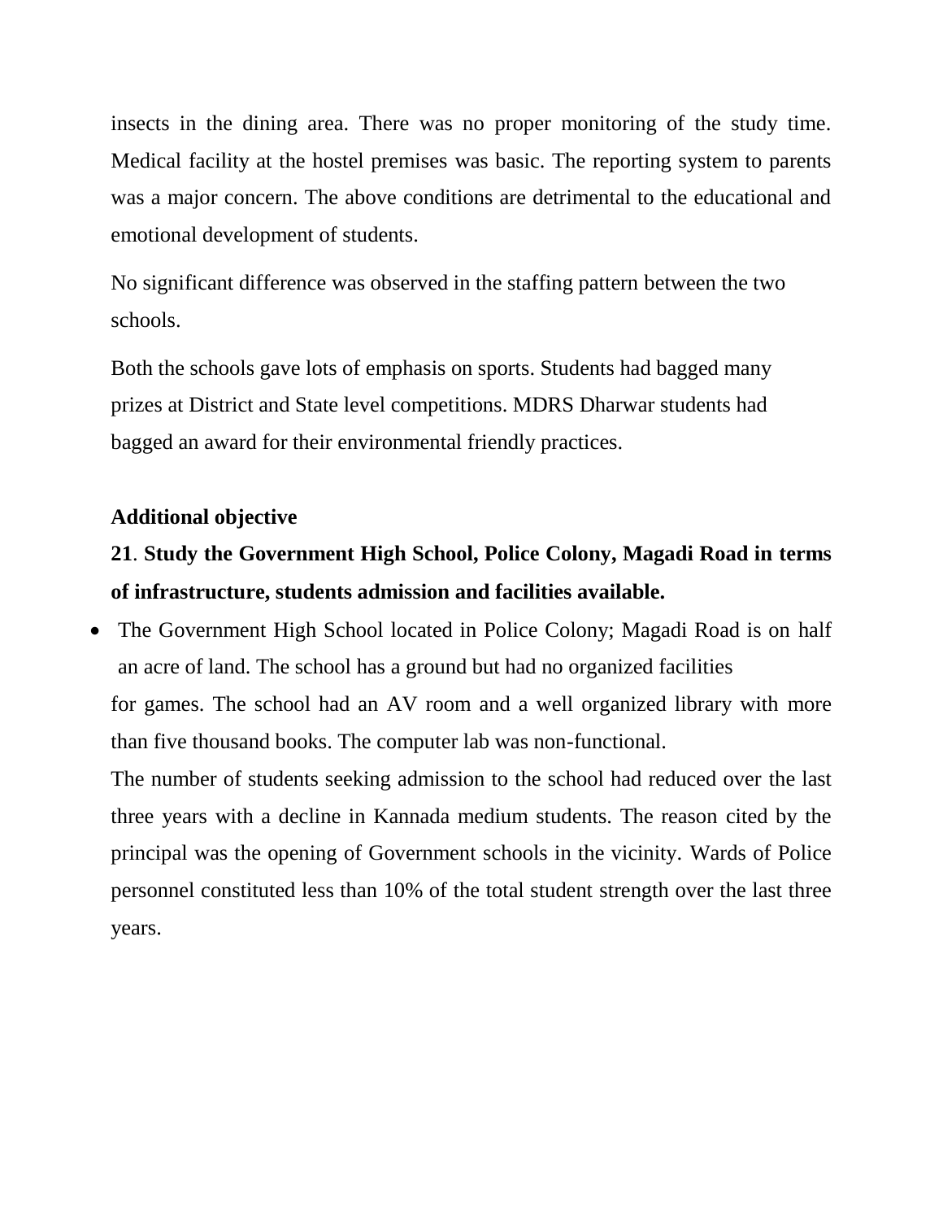insects in the dining area. There was no proper monitoring of the study time. Medical facility at the hostel premises was basic. The reporting system to parents was a major concern. The above conditions are detrimental to the educational and emotional development of students.

No significant difference was observed in the staffing pattern between the two schools.

Both the schools gave lots of emphasis on sports. Students had bagged many prizes at District and State level competitions. MDRS Dharwar students had bagged an award for their environmental friendly practices.

**Additional objective**

**21**. **Study the Government High School, Police Colony, Magadi Road in terms of infrastructure, students admission and facilities available.**

- The Government High School located in Police Colony; Magadi Road is on half an acre of land. The school has a ground but had no organized facilities for games. The school had an AV room and a well organized library with more than five thousand books. The computer lab was non-functional.

  The number of students seeking admission to the school had reduced over the last three years with a decline in Kannada medium students. The reason cited by the principal was the opening of Government schools in the vicinity. Wards of Police personnel constituted less than 10% of the total student strength over the last three years.